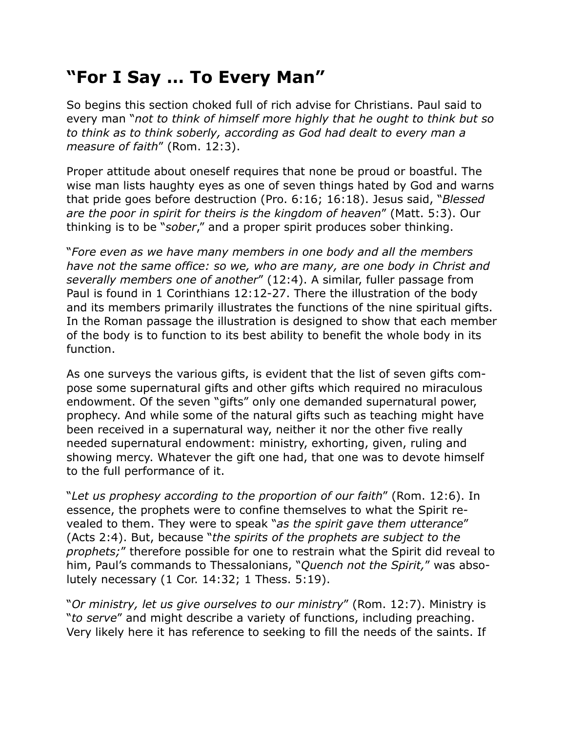# "For I Say … To Every Man"

So begins this section choked full of rich advise for Christians. Paul said to every man "*not to think of himself more highly that he ought to think but so to think as to think soberly, according as God had dealt to every man a measure of faith*" (Rom. 12:3).

Proper attitude about oneself requires that none be proud or boastful. The wise man lists haughty eyes as one of seven things hated by God and warns that pride goes before destruction (Pro. 6:16; 16:18). Jesus said, "*Blessed are the poor in spirit for theirs is the kingdom of heaven*" (Matt. 5:3). Our thinking is to be "*sober*," and a proper spirit produces sober thinking.

"*Fore even as we have many members in one body and all the members have not the same office: so we, who are many, are one body in Christ and severally members one of another*" (12:4). A similar, fuller passage from Paul is found in 1 Corinthians 12:12-27. There the illustration of the body and its members primarily illustrates the functions of the nine spiritual gifts. In the Roman passage the illustration is designed to show that each member of the body is to function to its best ability to benefit the whole body in its function.

As one surveys the various gifts, is evident that the list of seven gifts compose some supernatural gifts and other gifts which required no miraculous endowment. Of the seven "gifts" only one demanded supernatural power, prophecy. And while some of the natural gifts such as teaching might have been received in a supernatural way, neither it nor the other five really needed supernatural endowment: ministry, exhorting, given, ruling and showing mercy. Whatever the gift one had, that one was to devote himself to the full performance of it.

"*Let us prophesy according to the proportion of our faith*" (Rom. 12:6). In essence, the prophets were to confine themselves to what the Spirit revealed to them. They were to speak "*as the spirit gave them utterance*" (Acts 2:4). But, because "*the spirits of the prophets are subject to the prophets;*" therefore possible for one to restrain what the Spirit did reveal to him, Paul's commands to Thessalonians, "*Quench not the Spirit,*" was absolutely necessary (1 Cor. 14:32; 1 Thess. 5:19).

"*Or ministry, let us give ourselves to our ministry*" (Rom. 12:7). Ministry is "*to serve*" and might describe a variety of functions, including preaching. Very likely here it has reference to seeking to fill the needs of the saints. If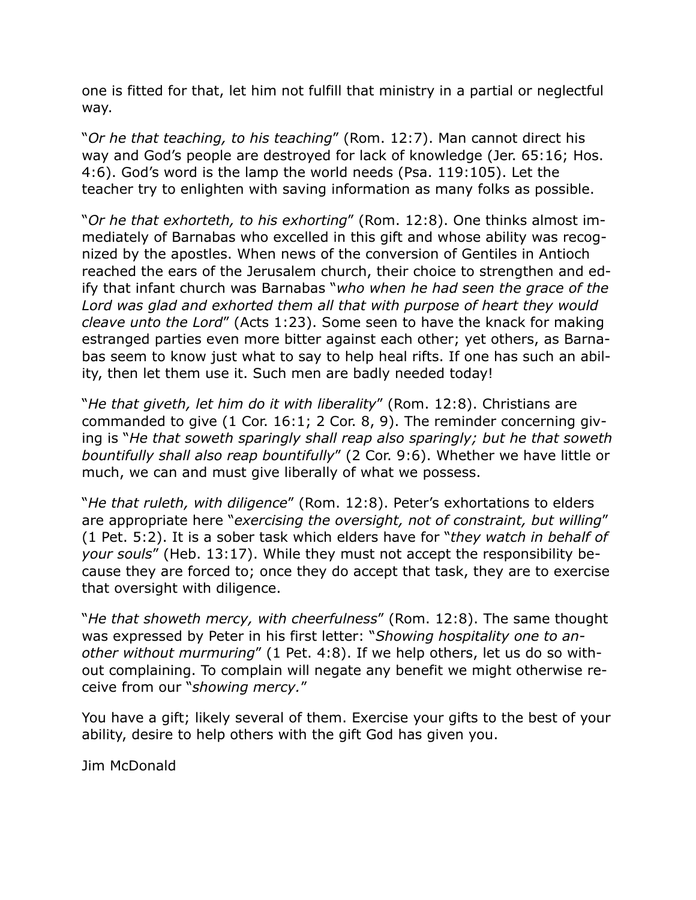one is fitted for that, let him not fulfill that ministry in a partial or neglectful way.

"*Or he that teaching, to his teaching*" (Rom. 12:7). Man cannot direct his way and God's people are destroyed for lack of knowledge (Jer. 65:16; Hos. 4:6). God's word is the lamp the world needs (Psa. 119:105). Let the teacher try to enlighten with saving information as many folks as possible.

"*Or he that exhorteth, to his exhorting*" (Rom. 12:8). One thinks almost immediately of Barnabas who excelled in this gift and whose ability was recognized by the apostles. When news of the conversion of Gentiles in Antioch reached the ears of the Jerusalem church, their choice to strengthen and edify that infant church was Barnabas "*who when he had seen the grace of the Lord was glad and exhorted them all that with purpose of heart they would cleave unto the Lord*" (Acts 1:23). Some seen to have the knack for making estranged parties even more bitter against each other; yet others, as Barnabas seem to know just what to say to help heal rifts. If one has such an ability, then let them use it. Such men are badly needed today!

"*He that giveth, let him do it with liberality*" (Rom. 12:8). Christians are commanded to give (1 Cor. 16:1; 2 Cor. 8, 9). The reminder concerning giving is "*He that soweth sparingly shall reap also sparingly; but he that soweth bountifully shall also reap bountifully*" (2 Cor. 9:6). Whether we have little or much, we can and must give liberally of what we possess.

"*He that ruleth, with diligence*" (Rom. 12:8). Peter's exhortations to elders are appropriate here "*exercising the oversight, not of constraint, but willing*" (1 Pet. 5:2). It is a sober task which elders have for "*they watch in behalf of your souls*" (Heb. 13:17). While they must not accept the responsibility because they are forced to; once they do accept that task, they are to exercise that oversight with diligence.

"*He that showeth mercy, with cheerfulness*" (Rom. 12:8). The same thought was expressed by Peter in his first letter: "*Showing hospitality one to another without murmuring*" (1 Pet. 4:8). If we help others, let us do so without complaining. To complain will negate any benefit we might otherwise receive from our "*showing mercy.*"

You have a gift; likely several of them. Exercise your gifts to the best of your ability, desire to help others with the gift God has given you.

Jim McDonald